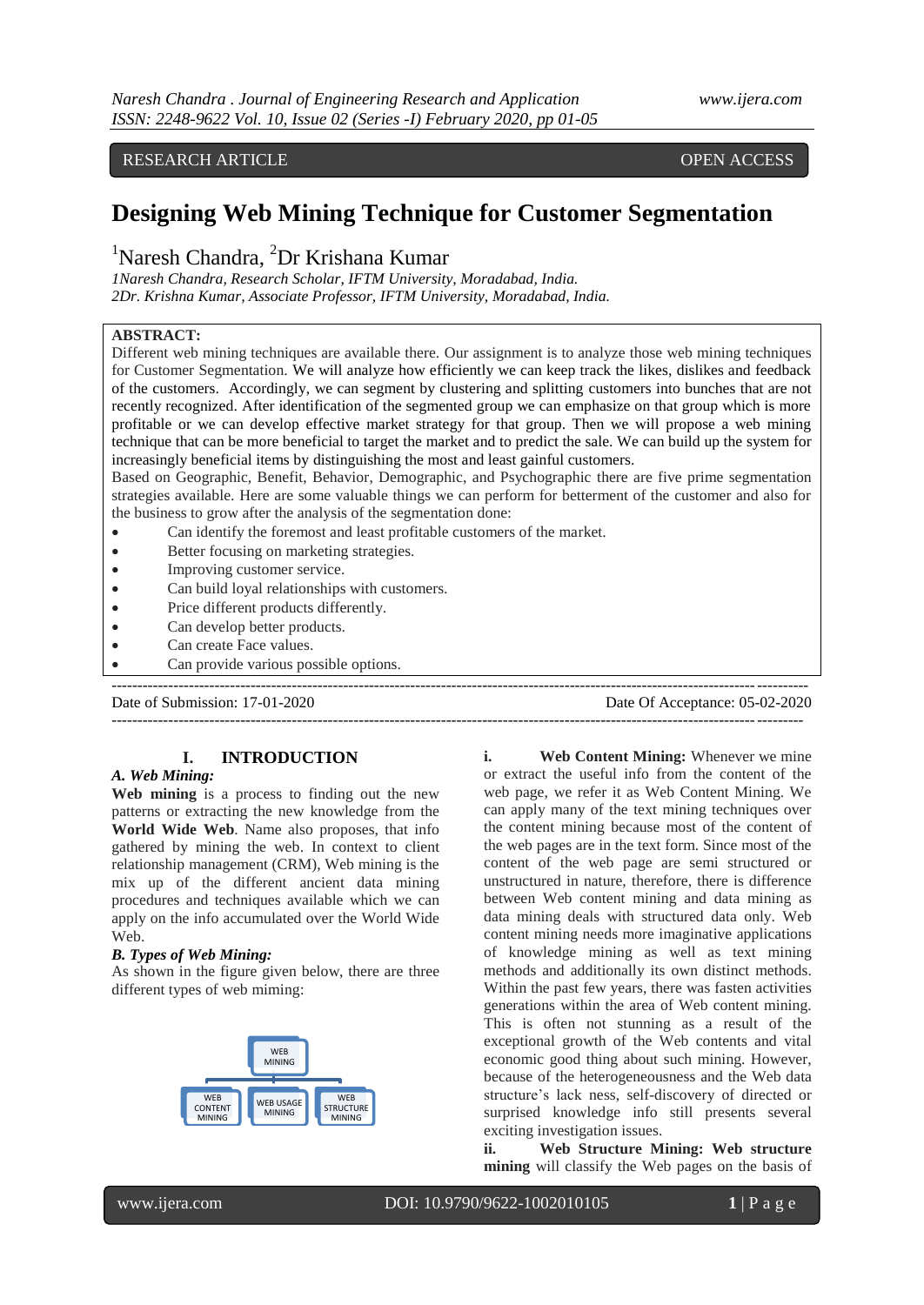RESEARCH ARTICLE OPEN ACCESS

# Designing Web Mining Technique for Customer Segmentation

[1]Naresh Chandra, [2]Dr Krishana Kumar

*1Naresh Chandra, Research Scholar, IFTM University, Moradabad, India.*
*2Dr. Krishna Kumar, Associate Professor, IFTM University, Moradabad, India.*

**ABSTRACT:**

Different web mining techniques are available there. Our assignment is to analyze those web mining techniques for Customer Segmentation. We will analyze how efficiently we can keep track the likes, dislikes and feedback of the customers. Accordingly, we can segment by clustering and splitting customers into bunches that are not recently recognized. After identification of the segmented group we can emphasize on that group which is more profitable or we can develop effective market strategy for that group. Then we will propose a web mining technique that can be more beneficial to target the market and to predict the sale. We can build up the system for increasingly beneficial items by distinguishing the most and least gainful customers.

Based on Geographic, Benefit, Behavior, Demographic, and Psychographic there are five prime segmentation strategies available. Here are some valuable things we can perform for betterment of the customer and also for the business to grow after the analysis of the segmentation done:

- Can identify the foremost and least profitable customers of the market.
- Better focusing on marketing strategies.
- Improving customer service.
- Can build loyal relationships with customers.
- Price different products differently.
- Can develop better products.
- Can create Face values.
- Can provide various possible options.

Date of Submission: 17-01-2020 Date Of Acceptance: 05-02-2020

## I. INTRODUCTION

### *A. Web Mining:*

**Web mining** is a process to finding out the new patterns or extracting the new knowledge from the **World Wide Web**. Name also proposes, that info gathered by mining the web. In context to client relationship management (CRM), Web mining is the mix up of the different ancient data mining procedures and techniques available which we can apply on the info accumulated over the World Wide Web.

### *B. Types of Web Mining:*

As shown in the figure given below, there are three different types of web miming:

WEB MINING
- WEB CONTENT MINING
- WEB USAGE MINING
- WEB STRUCTURE MINING

**i. Web Content Mining:** Whenever we mine or extract the useful info from the content of the web page, we refer it as Web Content Mining. We can apply many of the text mining techniques over the content mining because most of the content of the web pages are in the text form. Since most of the content of the web page are semi structured or unstructured in nature, therefore, there is difference between Web content mining and data mining as data mining deals with structured data only. Web content mining needs more imaginative applications of knowledge mining as well as text mining methods and additionally its own distinct methods. Within the past few years, there was fasten activities generations within the area of Web content mining. This is often not stunning as a result of the exceptional growth of the Web contents and vital economic good thing about such mining. However, because of the heterogeneousness and the Web data structure's lack ness, self-discovery of directed or surprised knowledge info still presents several exciting investigation issues.

**ii. Web Structure Mining: Web structure mining** will classify the Web pages on the basis of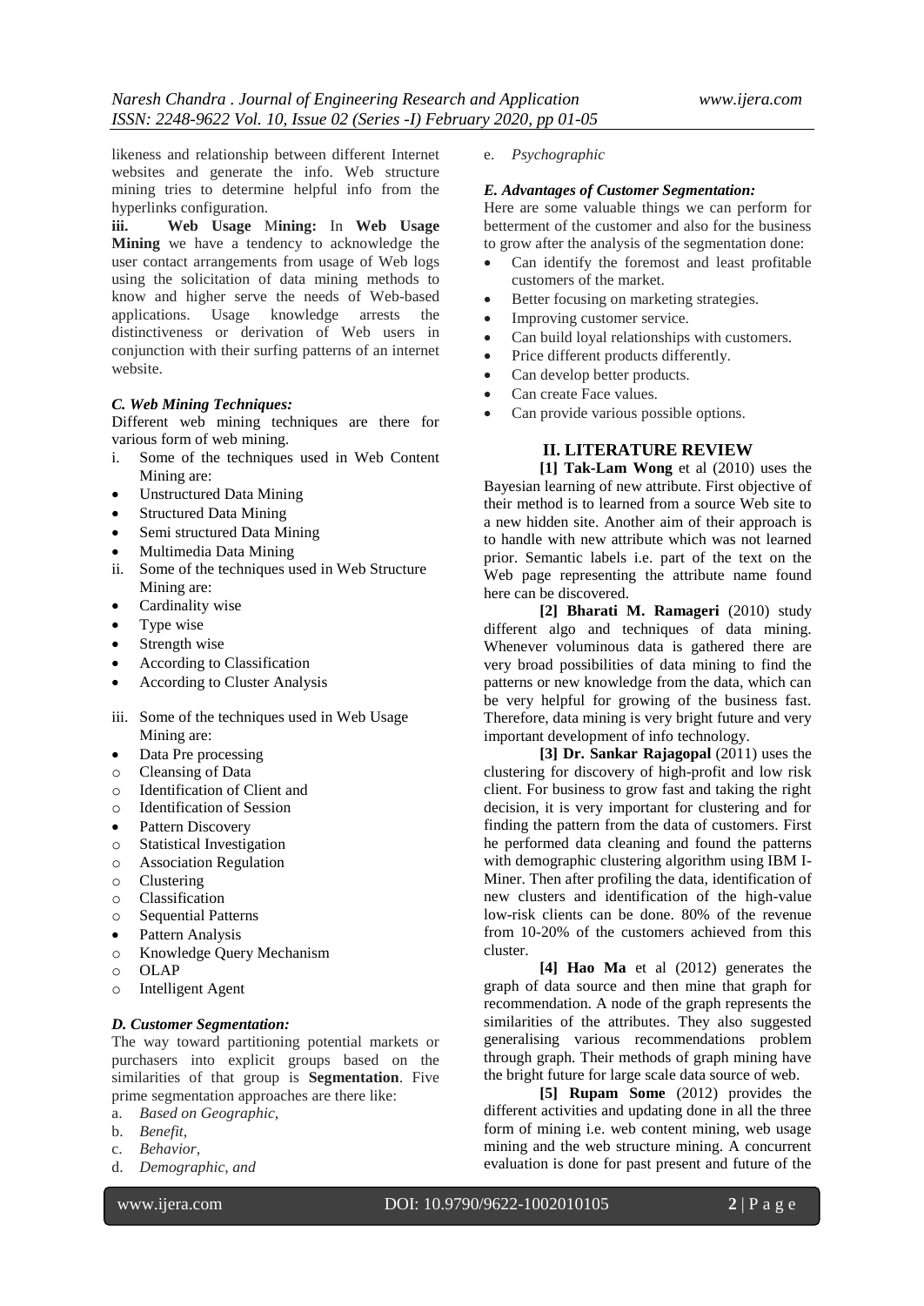likeness and relationship between different Internet websites and generate the info. Web structure mining tries to determine helpful info from the hyperlinks configuration.

**iii. Web Usage Mining:** In **Web Usage Mining** we have a tendency to acknowledge the user contact arrangements from usage of Web logs using the solicitation of data mining methods to know and higher serve the needs of Web-based applications. Usage knowledge arrests the distinctiveness or derivation of Web users in conjunction with their surfing patterns of an internet website.

### *C. Web Mining Techniques:*

Different web mining techniques are there for various form of web mining.

i. Some of the techniques used in Web Content Mining are:
- Unstructured Data Mining
- Structured Data Mining
- Semi structured Data Mining
- Multimedia Data Mining

ii. Some of the techniques used in Web Structure Mining are:
- Cardinality wise
- Type wise
- Strength wise
- According to Classification
- According to Cluster Analysis

iii. Some of the techniques used in Web Usage Mining are:
- Data Pre processing
  - Cleansing of Data
  - Identification of Client and
  - Identification of Session
- Pattern Discovery
  - Statistical Investigation
  - Association Regulation
  - Clustering
  - Classification
  - Sequential Patterns
- Pattern Analysis
  - Knowledge Query Mechanism
  - OLAP
  - Intelligent Agent

### *D. Customer Segmentation:*

The way toward partitioning potential markets or purchasers into explicit groups based on the similarities of that group is **Segmentation**. Five prime segmentation approaches are there like:

a. *Based on Geographic,*
b. *Benefit,*
c. *Behavior,*
d. *Demographic, and*
e. *Psychographic*

### *E. Advantages of Customer Segmentation:*

Here are some valuable things we can perform for betterment of the customer and also for the business to grow after the analysis of the segmentation done:

- Can identify the foremost and least profitable customers of the market.
- Better focusing on marketing strategies.
- Improving customer service.
- Can build loyal relationships with customers.
- Price different products differently.
- Can develop better products.
- Can create Face values.
- Can provide various possible options.

## II. LITERATURE REVIEW

**[1] Tak-Lam Wong** et al (2010) uses the Bayesian learning of new attribute. First objective of their method is to learned from a source Web site to a new hidden site. Another aim of their approach is to handle with new attribute which was not learned prior. Semantic labels i.e. part of the text on the Web page representing the attribute name found here can be discovered.

**[2] Bharati M. Ramageri** (2010) study different algo and techniques of data mining. Whenever voluminous data is gathered there are very broad possibilities of data mining to find the patterns or new knowledge from the data, which can be very helpful for growing of the business fast. Therefore, data mining is very bright future and very important development of info technology.

**[3] Dr. Sankar Rajagopal** (2011) uses the clustering for discovery of high-profit and low risk client. For business to grow fast and taking the right decision, it is very important for clustering and for finding the pattern from the data of customers. First he performed data cleaning and found the patterns with demographic clustering algorithm using IBM I-Miner. Then after profiling the data, identification of new clusters and identification of the high-value low-risk clients can be done. 80% of the revenue from 10-20% of the customers achieved from this cluster.

**[4] Hao Ma** et al (2012) generates the graph of data source and then mine that graph for recommendation. A node of the graph represents the similarities of the attributes. They also suggested generalising various recommendations problem through graph. Their methods of graph mining have the bright future for large scale data source of web.

**[5] Rupam Some** (2012) provides the different activities and updating done in all the three form of mining i.e. web content mining, web usage mining and the web structure mining. A concurrent evaluation is done for past present and future of the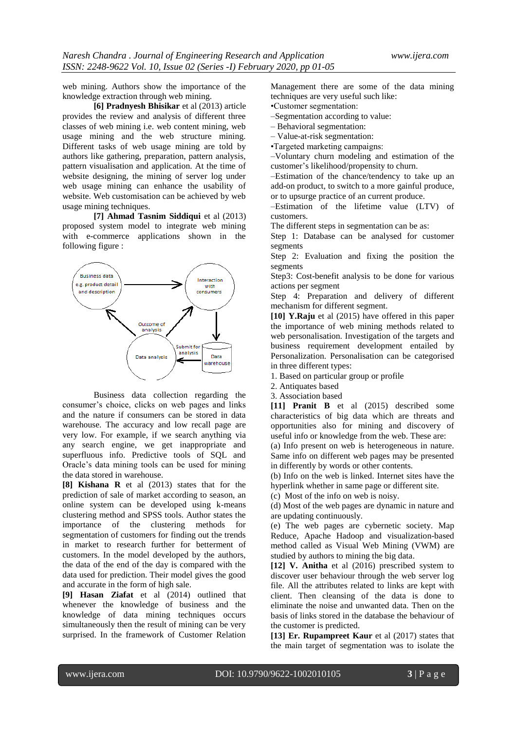web mining. Authors show the importance of the knowledge extraction through web mining.

**[6] Pradnyesh Bhisikar** et al (2013) article provides the review and analysis of different three classes of web mining i.e. web content mining, web usage mining and the web structure mining. Different tasks of web usage mining are told by authors like gathering, preparation, pattern analysis, pattern visualisation and application. At the time of website designing, the mining of server log under web usage mining can enhance the usability of website. Web customisation can be achieved by web usage mining techniques.

**[7] Ahmad Tasnim Siddiqui** et al (2013) proposed system model to integrate web mining with e-commerce applications shown in the following figure :

Business data collection regarding the consumer's choice, clicks on web pages and links and the nature if consumers can be stored in data warehouse. The accuracy and low recall page are very low. For example, if we search anything via any search engine, we get inappropriate and superfluous info. Predictive tools of SQL and Oracle's data mining tools can be used for mining the data stored in warehouse.

**[8] Kishana R** et al (2013) states that for the prediction of sale of market according to season, an online system can be developed using k-means clustering method and SPSS tools. Author states the importance of the clustering methods for segmentation of customers for finding out the trends in market to research further for betterment of customers. In the model developed by the authors, the data of the end of the day is compared with the data used for prediction. Their model gives the good and accurate in the form of high sale.

**[9] Hasan Ziafat** et al (2014) outlined that whenever the knowledge of business and the knowledge of data mining techniques occurs simultaneously then the result of mining can be very surprised. In the framework of Customer Relation Management there are some of the data mining techniques are very useful such like:

•Customer segmentation:

–Segmentation according to value:

– Behavioral segmentation:

– Value-at-risk segmentation:

•Targeted marketing campaigns:

–Voluntary churn modeling and estimation of the customer's likelihood/propensity to churn.

–Estimation of the chance/tendency to take up an add-on product, to switch to a more gainful produce, or to upsurge practice of an current produce.

–Estimation of the lifetime value (LTV) of customers.

The different steps in segmentation can be as:

Step 1: Database can be analysed for customer segments

Step 2: Evaluation and fixing the position the segments

Step3: Cost-benefit analysis to be done for various actions per segment

Step 4: Preparation and delivery of different mechanism for different segment.

**[10] Y.Raju** et al (2015) have offered in this paper the importance of web mining methods related to web personalisation. Investigation of the targets and business requirement development entailed by Personalization. Personalisation can be categorised in three different types:

1. Based on particular group or profile
2. Antiquates based
3. Association based

**[11] Pranit B** et al (2015) described some characteristics of big data which are threats and opportunities also for mining and discovery of useful info or knowledge from the web. These are:

(a) Info present on web is heterogeneous in nature. Same info on different web pages may be presented in differently by words or other contents.

(b) Info on the web is linked. Internet sites have the hyperlink whether in same page or different site.

(c) Most of the info on web is noisy.

(d) Most of the web pages are dynamic in nature and are updating continuously.

(e) The web pages are cybernetic society. Map Reduce, Apache Hadoop and visualization-based method called as Visual Web Mining (VWM) are studied by authors to mining the big data.

**[12] V. Anitha** et al (2016) prescribed system to discover user behaviour through the web server log file. All the attributes related to links are kept with client. Then cleansing of the data is done to eliminate the noise and unwanted data. Then on the basis of links stored in the database the behaviour of the customer is predicted.

**[13] Er. Rupampreet Kaur** et al (2017) states that the main target of segmentation was to isolate the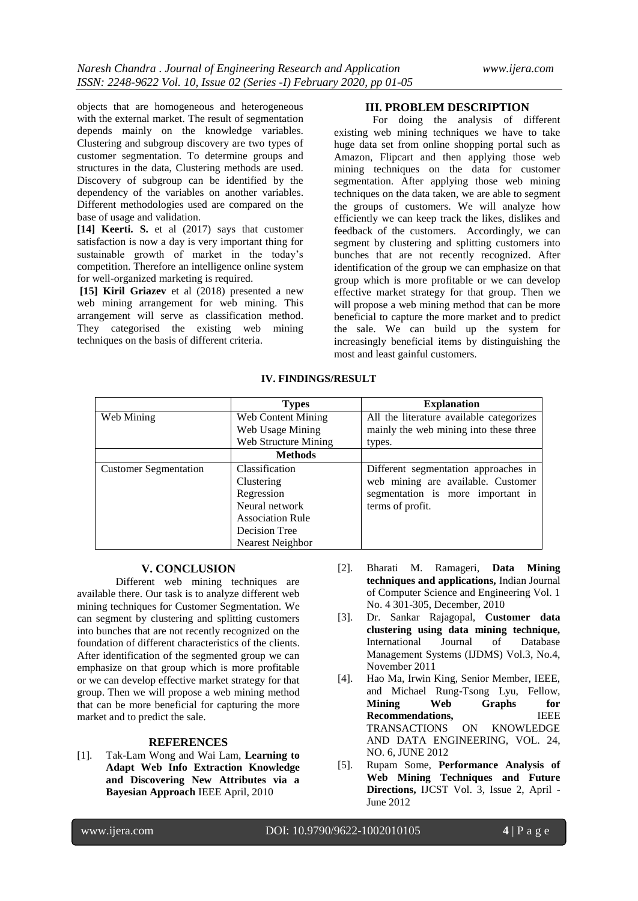objects that are homogeneous and heterogeneous with the external market. The result of segmentation depends mainly on the knowledge variables. Clustering and subgroup discovery are two types of customer segmentation. To determine groups and structures in the data, Clustering methods are used. Discovery of subgroup can be identified by the dependency of the variables on another variables. Different methodologies used are compared on the base of usage and validation.

**[14] Keerti. S.** et al (2017) says that customer satisfaction is now a day is very important thing for sustainable growth of market in the today's competition. Therefore an intelligence online system for well-organized marketing is required.

**[15] Kiril Griazev** et al (2018) presented a new web mining arrangement for web mining. This arrangement will serve as classification method. They categorised the existing web mining techniques on the basis of different criteria.

## III. PROBLEM DESCRIPTION

For doing the analysis of different existing web mining techniques we have to take huge data set from online shopping portal such as Amazon, Flipcart and then applying those web mining techniques on the data for customer segmentation. After applying those web mining techniques on the data taken, we are able to segment the groups of customers. We will analyze how efficiently we can keep track the likes, dislikes and feedback of the customers. Accordingly, we can segment by clustering and splitting customers into bunches that are not recently recognized. After identification of the group we can emphasize on that group which is more profitable or we can develop effective market strategy for that group. Then we will propose a web mining method that can be more beneficial to capture the more market and to predict the sale. We can build up the system for increasingly beneficial items by distinguishing the most and least gainful customers.

## IV. FINDINGS/RESULT

| | **Types** | **Explanation** |
|---|---|---|
| Web Mining | Web Content Mining<br>Web Usage Mining<br>Web Structure Mining | All the literature available categorizes mainly the web mining into these three types. |
| | **Methods** | |
| Customer Segmentation | Classification<br>Clustering<br>Regression<br>Neural network<br>Association Rule<br>Decision Tree<br>Nearest Neighbor | Different segmentation approaches in web mining are available. Customer segmentation is more important in terms of profit. |

## V. CONCLUSION

Different web mining techniques are available there. Our task is to analyze different web mining techniques for Customer Segmentation. We can segment by clustering and splitting customers into bunches that are not recently recognized on the foundation of different characteristics of the clients. After identification of the segmented group we can emphasize on that group which is more profitable or we can develop effective market strategy for that group. Then we will propose a web mining method that can be more beneficial for capturing the more market and to predict the sale.

## REFERENCES

[1]. Tak-Lam Wong and Wai Lam, **Learning to Adapt Web Info Extraction Knowledge and Discovering New Attributes via a Bayesian Approach** IEEE April, 2010

[2]. Bharati M. Ramageri, **Data Mining techniques and applications,** Indian Journal of Computer Science and Engineering Vol. 1 No. 4 301-305, December, 2010

[3]. Dr. Sankar Rajagopal, **Customer data clustering using data mining technique,** International Journal of Database Management Systems (IJDMS) Vol.3, No.4, November 2011

[4]. Hao Ma, Irwin King, Senior Member, IEEE, and Michael Rung-Tsong Lyu, Fellow, **Mining Web Graphs for Recommendations,** IEEE TRANSACTIONS ON KNOWLEDGE AND DATA ENGINEERING, VOL. 24, NO. 6, JUNE 2012

[5]. Rupam Some, **Performance Analysis of Web Mining Techniques and Future Directions,** IJCST Vol. 3, Issue 2, April - June 2012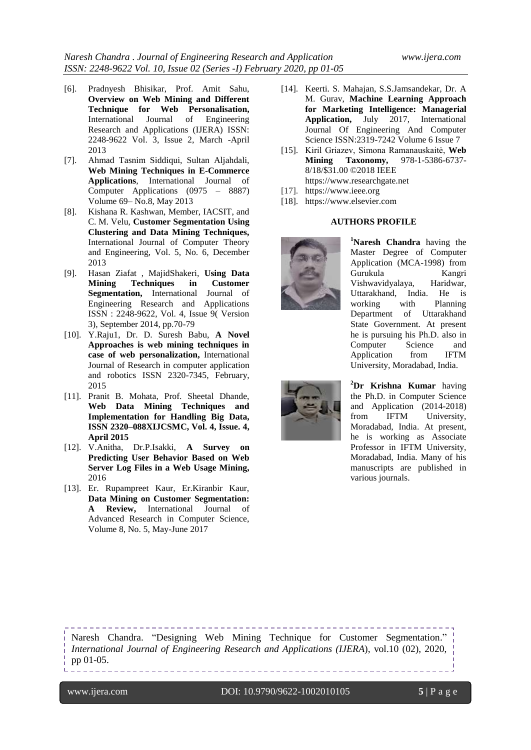[6]. Pradnyesh Bhisikar, Prof. Amit Sahu, **Overview on Web Mining and Different Technique for Web Personalisation,** International Journal of Engineering Research and Applications (IJERA) ISSN: 2248-9622 Vol. 3, Issue 2, March -April 2013

[7]. Ahmad Tasnim Siddiqui, Sultan Aljahdali, **Web Mining Techniques in E-Commerce Applications**, International Journal of Computer Applications (0975 – 8887) Volume 69– No.8, May 2013

[8]. Kishana R. Kashwan, Member, IACSIT, and C. M. Velu, **Customer Segmentation Using Clustering and Data Mining Techniques,** International Journal of Computer Theory and Engineering, Vol. 5, No. 6, December 2013

[9]. Hasan Ziafat , MajidShakeri, **Using Data Mining Techniques in Customer Segmentation,** International Journal of Engineering Research and Applications ISSN : 2248-9622, Vol. 4, Issue 9( Version 3), September 2014, pp.70-79

[10]. Y.Raju1, Dr. D. Suresh Babu, **A Novel Approaches is web mining techniques in case of web personalization,** International Journal of Research in computer application and robotics ISSN 2320-7345, February, 2015

[11]. Pranit B. Mohata, Prof. Sheetal Dhande, **Web Data Mining Techniques and Implementation for Handling Big Data, ISSN 2320–088XIJCSMC, Vol. 4, Issue. 4, April 2015**

[12]. V.Anitha, Dr.P.Isakki, **A Survey on Predicting User Behavior Based on Web Server Log Files in a Web Usage Mining,** 2016

[13]. Er. Rupampreet Kaur, Er.Kiranbir Kaur, **Data Mining on Customer Segmentation: A Review,** International Journal of Advanced Research in Computer Science, Volume 8, No. 5, May-June 2017

[14]. Keerti. S. Mahajan, S.S.Jamsandekar, Dr. A M. Gurav, **Machine Learning Approach for Marketing Intelligence: Managerial Application,** July 2017, International Journal Of Engineering And Computer Science ISSN:2319-7242 Volume 6 Issue 7

[15]. Kiril Griazev, Simona Ramanauskaitė, **Web Mining Taxonomy,** 978-1-5386-6737-8/18/$31.00 ©2018 IEEE https://www.researchgate.net

[17]. https://www.ieee.org

[18]. https://www.elsevier.com

**AUTHORS PROFILE**

[1]**Naresh Chandra** having the Master Degree of Computer Application (MCA-1998) from Gurukula Kangri Vishwavidyalaya, Haridwar, Uttarakhand, India. He is working with Planning Department of Uttarakhand State Government. At present he is pursuing his Ph.D. also in Computer Science and Application from IFTM University, Moradabad, India.

[2]**Dr Krishna Kumar** having the Ph.D. in Computer Science and Application (2014-2018) from IFTM University, Moradabad, India. At present, he is working as Associate Professor in IFTM University, Moradabad, India. Many of his manuscripts are published in various journals.

Naresh Chandra. "Designing Web Mining Technique for Customer Segmentation." *International Journal of Engineering Research and Applications (IJERA*), vol.10 (02), 2020, pp 01-05.